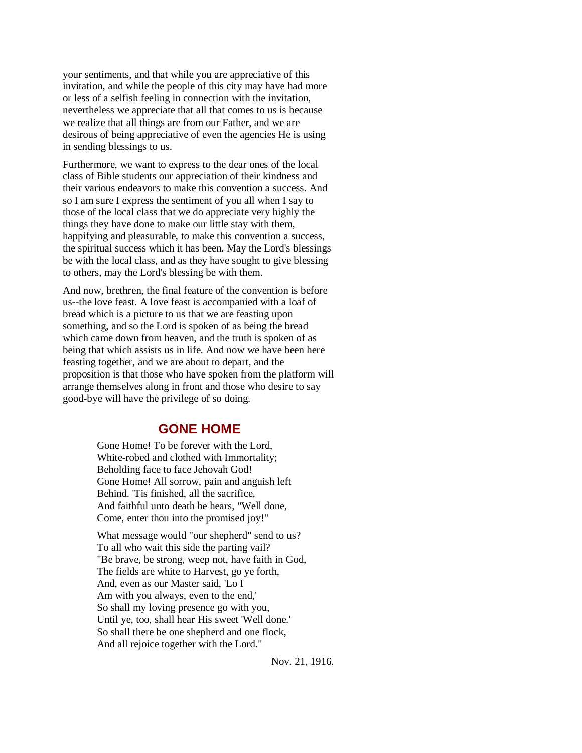your sentiments, and that while you are appreciative of this invitation, and while the people of this city may have had more or less of a selfish feeling in connection with the invitation, nevertheless we appreciate that all that comes to us is because we realize that all things are from our Father, and we are desirous of being appreciative of even the agencies He is using in sending blessings to us.

Furthermore, we want to express to the dear ones of the local class of Bible students our appreciation of their kindness and their various endeavors to make this convention a success. And so I am sure I express the sentiment of you all when I say to those of the local class that we do appreciate very highly the things they have done to make our little stay with them, happifying and pleasurable, to make this convention a success, the spiritual success which it has been. May the Lord's blessings be with the local class, and as they have sought to give blessing to others, may the Lord's blessing be with them.

And now, brethren, the final feature of the convention is before us--the love feast. A love feast is accompanied with a loaf of bread which is a picture to us that we are feasting upon something, and so the Lord is spoken of as being the bread which came down from heaven, and the truth is spoken of as being that which assists us in life. And now we have been here feasting together, and we are about to depart, and the proposition is that those who have spoken from the platform will arrange themselves along in front and those who desire to say good-bye will have the privilege of so doing.

## GONE HOME

Gone Home! To be forever with the Lord,  
White-robed and clothed with Immortality;  
Beholding face to face Jehovah God!  
Gone Home! All sorrow, pain and anguish left  
Behind. 'Tis finished, all the sacrifice,  
And faithful unto death he hears, "Well done,  
Come, enter thou into the promised joy!"

What message would "our shepherd" send to us?  
To all who wait this side the parting vail?  
"Be brave, be strong, weep not, have faith in God,  
The fields are white to Harvest, go ye forth,  
And, even as our Master said, 'Lo I  
Am with you always, even to the end,'  
So shall my loving presence go with you,  
Until ye, too, shall hear His sweet 'Well done.'  
So shall there be one shepherd and one flock,  
And all rejoice together with the Lord."

Nov. 21, 1916.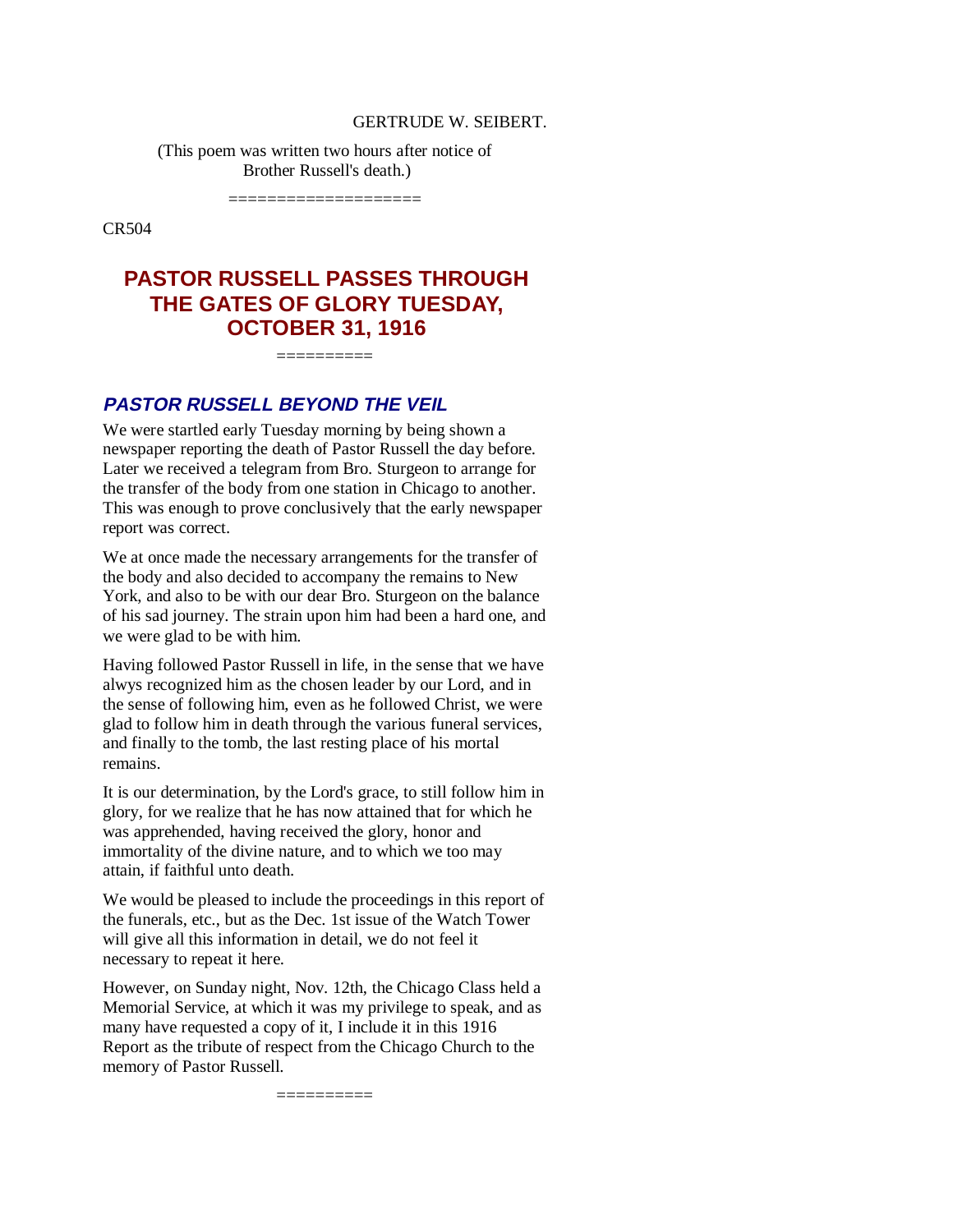GERTRUDE W. SEIBERT.

(This poem was written two hours after notice of Brother Russell's death.)

====================

CR504

# PASTOR RUSSELL PASSES THROUGH THE GATES OF GLORY TUESDAY, OCTOBER 31, 1916

==========

## *PASTOR RUSSELL BEYOND THE VEIL*

We were startled early Tuesday morning by being shown a newspaper reporting the death of Pastor Russell the day before. Later we received a telegram from Bro. Sturgeon to arrange for the transfer of the body from one station in Chicago to another. This was enough to prove conclusively that the early newspaper report was correct.

We at once made the necessary arrangements for the transfer of the body and also decided to accompany the remains to New York, and also to be with our dear Bro. Sturgeon on the balance of his sad journey. The strain upon him had been a hard one, and we were glad to be with him.

Having followed Pastor Russell in life, in the sense that we have alwys recognized him as the chosen leader by our Lord, and in the sense of following him, even as he followed Christ, we were glad to follow him in death through the various funeral services, and finally to the tomb, the last resting place of his mortal remains.

It is our determination, by the Lord's grace, to still follow him in glory, for we realize that he has now attained that for which he was apprehended, having received the glory, honor and immortality of the divine nature, and to which we too may attain, if faithful unto death.

We would be pleased to include the proceedings in this report of the funerals, etc., but as the Dec. 1st issue of the Watch Tower will give all this information in detail, we do not feel it necessary to repeat it here.

However, on Sunday night, Nov. 12th, the Chicago Class held a Memorial Service, at which it was my privilege to speak, and as many have requested a copy of it, I include it in this 1916 Report as the tribute of respect from the Chicago Church to the memory of Pastor Russell.

==========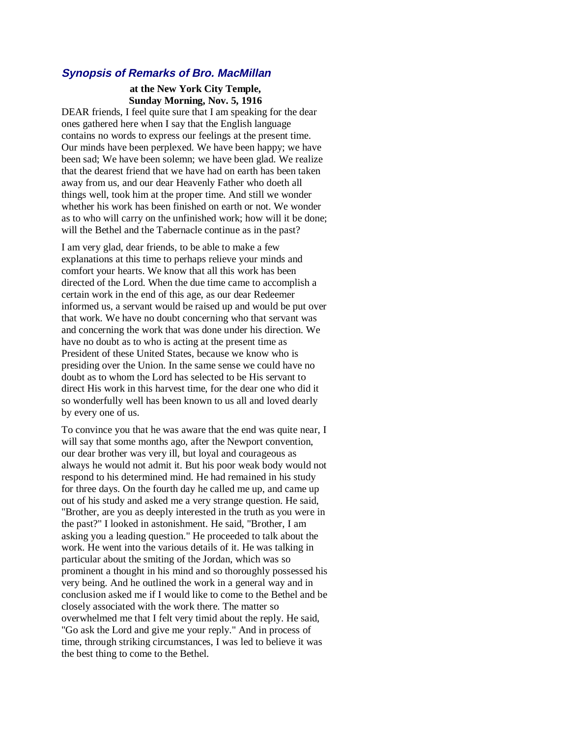## *Synopsis of Remarks of Bro. MacMillan*

**at the New York City Temple,**
**Sunday Morning, Nov. 5, 1916**

DEAR friends, I feel quite sure that I am speaking for the dear ones gathered here when I say that the English language contains no words to express our feelings at the present time. Our minds have been perplexed. We have been happy; we have been sad; We have been solemn; we have been glad. We realize that the dearest friend that we have had on earth has been taken away from us, and our dear Heavenly Father who doeth all things well, took him at the proper time. And still we wonder whether his work has been finished on earth or not. We wonder as to who will carry on the unfinished work; how will it be done; will the Bethel and the Tabernacle continue as in the past?

I am very glad, dear friends, to be able to make a few explanations at this time to perhaps relieve your minds and comfort your hearts. We know that all this work has been directed of the Lord. When the due time came to accomplish a certain work in the end of this age, as our dear Redeemer informed us, a servant would be raised up and would be put over that work. We have no doubt concerning who that servant was and concerning the work that was done under his direction. We have no doubt as to who is acting at the present time as President of these United States, because we know who is presiding over the Union. In the same sense we could have no doubt as to whom the Lord has selected to be His servant to direct His work in this harvest time, for the dear one who did it so wonderfully well has been known to us all and loved dearly by every one of us.

To convince you that he was aware that the end was quite near, I will say that some months ago, after the Newport convention, our dear brother was very ill, but loyal and courageous as always he would not admit it. But his poor weak body would not respond to his determined mind. He had remained in his study for three days. On the fourth day he called me up, and came up out of his study and asked me a very strange question. He said, "Brother, are you as deeply interested in the truth as you were in the past?" I looked in astonishment. He said, "Brother, I am asking you a leading question." He proceeded to talk about the work. He went into the various details of it. He was talking in particular about the smiting of the Jordan, which was so prominent a thought in his mind and so thoroughly possessed his very being. And he outlined the work in a general way and in conclusion asked me if I would like to come to the Bethel and be closely associated with the work there. The matter so overwhelmed me that I felt very timid about the reply. He said, "Go ask the Lord and give me your reply." And in process of time, through striking circumstances, I was led to believe it was the best thing to come to the Bethel.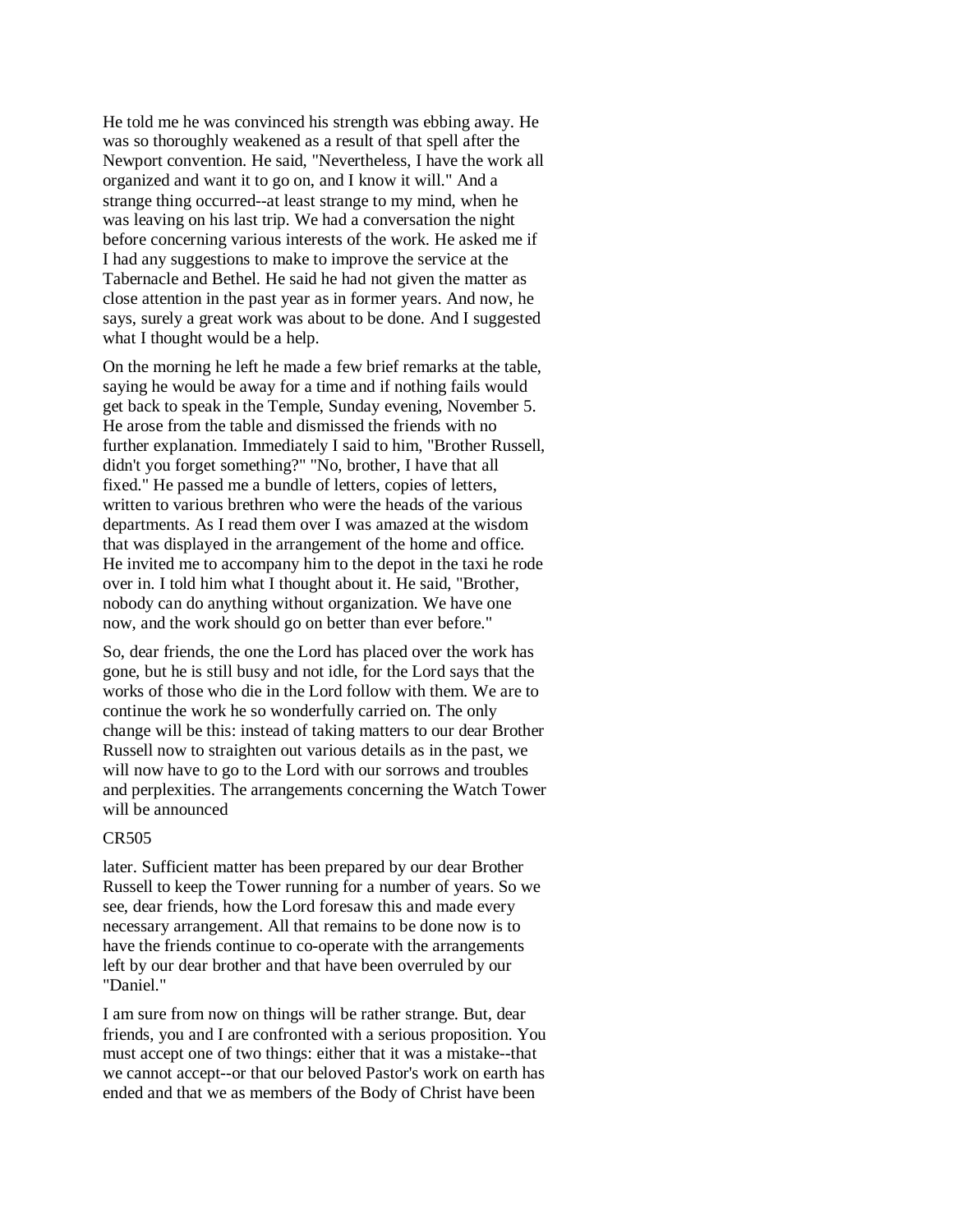He told me he was convinced his strength was ebbing away. He was so thoroughly weakened as a result of that spell after the Newport convention. He said, "Nevertheless, I have the work all organized and want it to go on, and I know it will." And a strange thing occurred--at least strange to my mind, when he was leaving on his last trip. We had a conversation the night before concerning various interests of the work. He asked me if I had any suggestions to make to improve the service at the Tabernacle and Bethel. He said he had not given the matter as close attention in the past year as in former years. And now, he says, surely a great work was about to be done. And I suggested what I thought would be a help.

On the morning he left he made a few brief remarks at the table, saying he would be away for a time and if nothing fails would get back to speak in the Temple, Sunday evening, November 5. He arose from the table and dismissed the friends with no further explanation. Immediately I said to him, "Brother Russell, didn't you forget something?" "No, brother, I have that all fixed." He passed me a bundle of letters, copies of letters, written to various brethren who were the heads of the various departments. As I read them over I was amazed at the wisdom that was displayed in the arrangement of the home and office. He invited me to accompany him to the depot in the taxi he rode over in. I told him what I thought about it. He said, "Brother, nobody can do anything without organization. We have one now, and the work should go on better than ever before."

So, dear friends, the one the Lord has placed over the work has gone, but he is still busy and not idle, for the Lord says that the works of those who die in the Lord follow with them. We are to continue the work he so wonderfully carried on. The only change will be this: instead of taking matters to our dear Brother Russell now to straighten out various details as in the past, we will now have to go to the Lord with our sorrows and troubles and perplexities. The arrangements concerning the Watch Tower will be announced

CR505

later. Sufficient matter has been prepared by our dear Brother Russell to keep the Tower running for a number of years. So we see, dear friends, how the Lord foresaw this and made every necessary arrangement. All that remains to be done now is to have the friends continue to co-operate with the arrangements left by our dear brother and that have been overruled by our "Daniel."

I am sure from now on things will be rather strange. But, dear friends, you and I are confronted with a serious proposition. You must accept one of two things: either that it was a mistake--that we cannot accept--or that our beloved Pastor's work on earth has ended and that we as members of the Body of Christ have been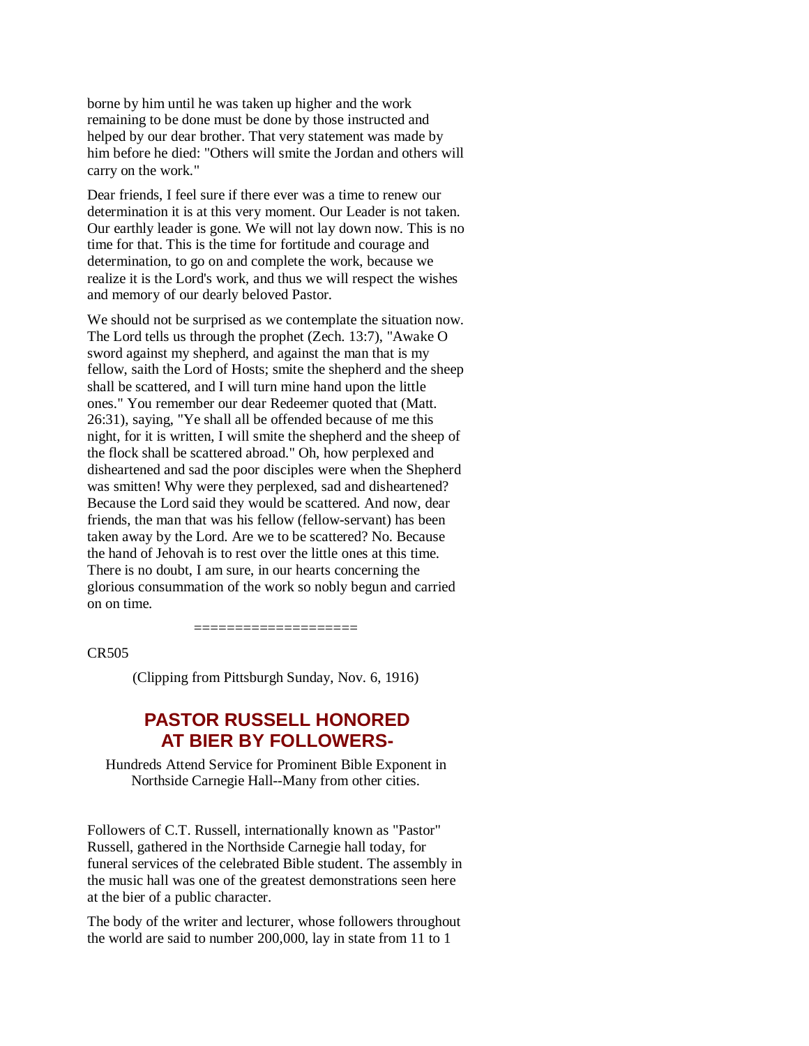borne by him until he was taken up higher and the work remaining to be done must be done by those instructed and helped by our dear brother. That very statement was made by him before he died: "Others will smite the Jordan and others will carry on the work."

Dear friends, I feel sure if there ever was a time to renew our determination it is at this very moment. Our Leader is not taken. Our earthly leader is gone. We will not lay down now. This is no time for that. This is the time for fortitude and courage and determination, to go on and complete the work, because we realize it is the Lord's work, and thus we will respect the wishes and memory of our dearly beloved Pastor.

We should not be surprised as we contemplate the situation now. The Lord tells us through the prophet (Zech. 13:7), "Awake O sword against my shepherd, and against the man that is my fellow, saith the Lord of Hosts; smite the shepherd and the sheep shall be scattered, and I will turn mine hand upon the little ones." You remember our dear Redeemer quoted that (Matt. 26:31), saying, "Ye shall all be offended because of me this night, for it is written, I will smite the shepherd and the sheep of the flock shall be scattered abroad." Oh, how perplexed and disheartened and sad the poor disciples were when the Shepherd was smitten! Why were they perplexed, sad and disheartened? Because the Lord said they would be scattered. And now, dear friends, the man that was his fellow (fellow-servant) has been taken away by the Lord. Are we to be scattered? No. Because the hand of Jehovah is to rest over the little ones at this time. There is no doubt, I am sure, in our hearts concerning the glorious consummation of the work so nobly begun and carried on on time.

====================

CR505

(Clipping from Pittsburgh Sunday, Nov. 6, 1916)

## PASTOR RUSSELL HONORED AT BIER BY FOLLOWERS-

Hundreds Attend Service for Prominent Bible Exponent in Northside Carnegie Hall--Many from other cities.

Followers of C.T. Russell, internationally known as "Pastor" Russell, gathered in the Northside Carnegie hall today, for funeral services of the celebrated Bible student. The assembly in the music hall was one of the greatest demonstrations seen here at the bier of a public character.

The body of the writer and lecturer, whose followers throughout the world are said to number 200,000, lay in state from 11 to 1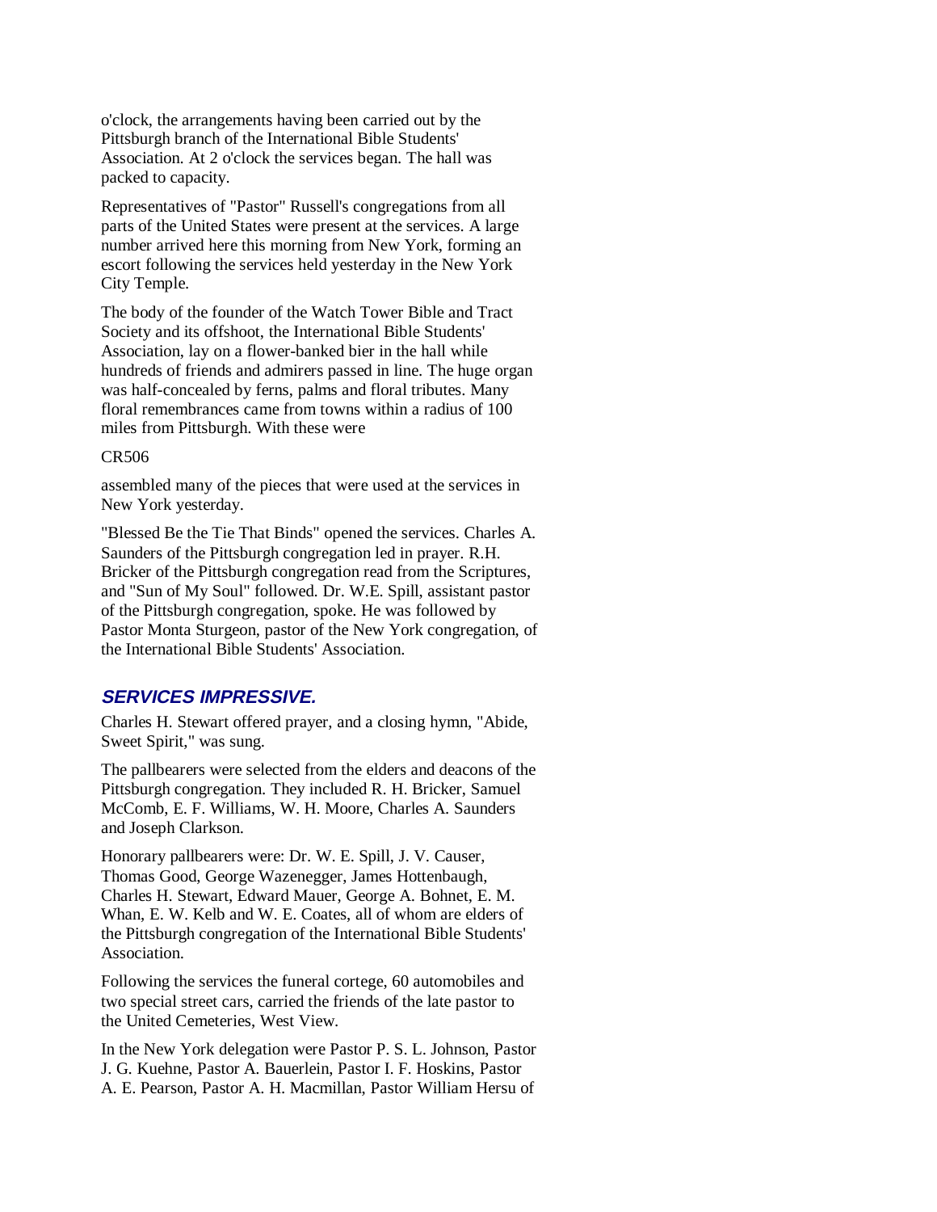o'clock, the arrangements having been carried out by the Pittsburgh branch of the International Bible Students' Association. At 2 o'clock the services began. The hall was packed to capacity.

Representatives of "Pastor" Russell's congregations from all parts of the United States were present at the services. A large number arrived here this morning from New York, forming an escort following the services held yesterday in the New York City Temple.

The body of the founder of the Watch Tower Bible and Tract Society and its offshoot, the International Bible Students' Association, lay on a flower-banked bier in the hall while hundreds of friends and admirers passed in line. The huge organ was half-concealed by ferns, palms and floral tributes. Many floral remembrances came from towns within a radius of 100 miles from Pittsburgh. With these were

CR506

assembled many of the pieces that were used at the services in New York yesterday.

"Blessed Be the Tie That Binds" opened the services. Charles A. Saunders of the Pittsburgh congregation led in prayer. R.H. Bricker of the Pittsburgh congregation read from the Scriptures, and "Sun of My Soul" followed. Dr. W.E. Spill, assistant pastor of the Pittsburgh congregation, spoke. He was followed by Pastor Monta Sturgeon, pastor of the New York congregation, of the International Bible Students' Association.

### SERVICES IMPRESSIVE.

Charles H. Stewart offered prayer, and a closing hymn, "Abide, Sweet Spirit," was sung.

The pallbearers were selected from the elders and deacons of the Pittsburgh congregation. They included R. H. Bricker, Samuel McComb, E. F. Williams, W. H. Moore, Charles A. Saunders and Joseph Clarkson.

Honorary pallbearers were: Dr. W. E. Spill, J. V. Causer, Thomas Good, George Wazenegger, James Hottenbaugh, Charles H. Stewart, Edward Mauer, George A. Bohnet, E. M. Whan, E. W. Kelb and W. E. Coates, all of whom are elders of the Pittsburgh congregation of the International Bible Students' Association.

Following the services the funeral cortege, 60 automobiles and two special street cars, carried the friends of the late pastor to the United Cemeteries, West View.

In the New York delegation were Pastor P. S. L. Johnson, Pastor J. G. Kuehne, Pastor A. Bauerlein, Pastor I. F. Hoskins, Pastor A. E. Pearson, Pastor A. H. Macmillan, Pastor William Hersu of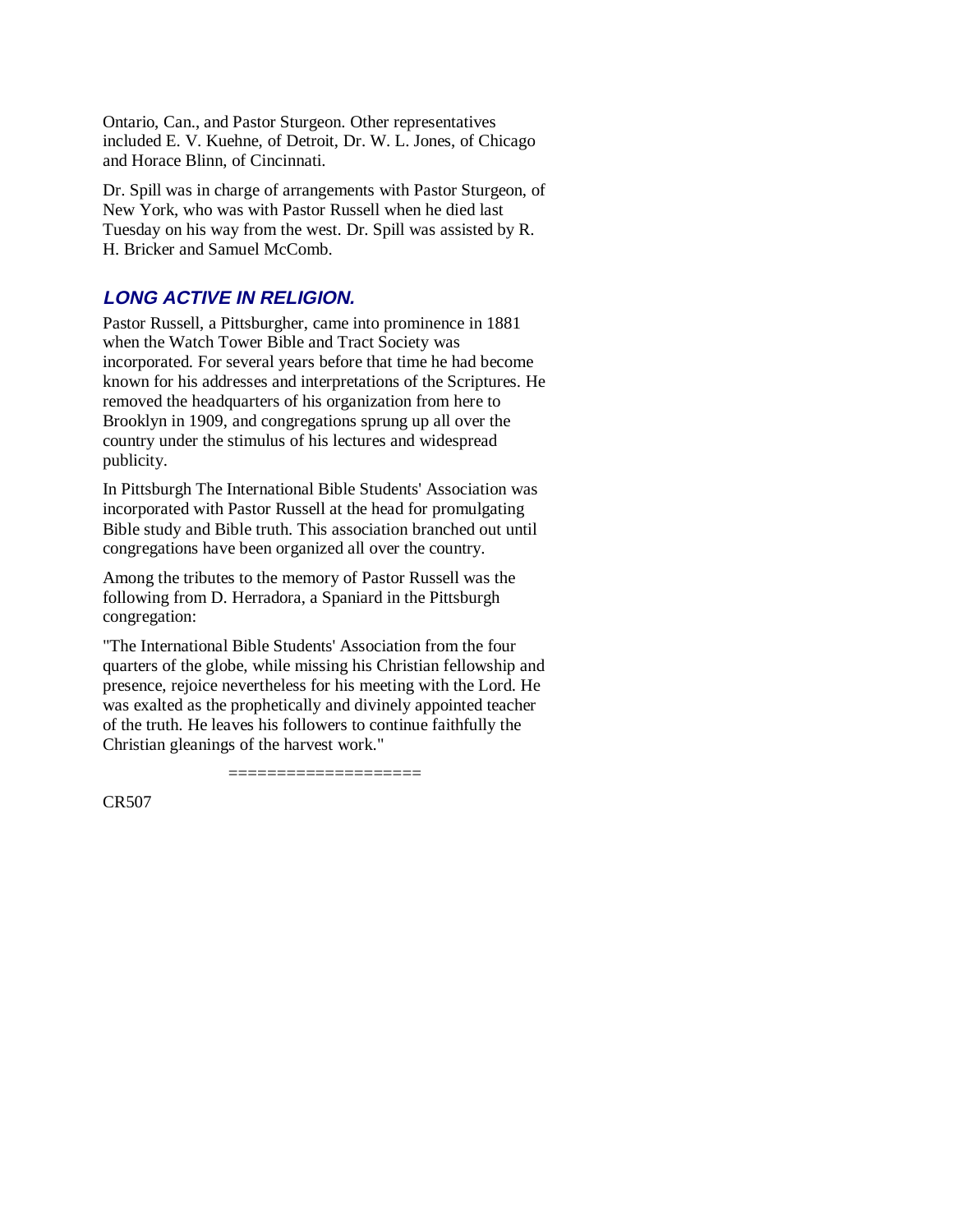Ontario, Can., and Pastor Sturgeon. Other representatives included E. V. Kuehne, of Detroit, Dr. W. L. Jones, of Chicago and Horace Blinn, of Cincinnati.

Dr. Spill was in charge of arrangements with Pastor Sturgeon, of New York, who was with Pastor Russell when he died last Tuesday on his way from the west. Dr. Spill was assisted by R. H. Bricker and Samuel McComb.

### *LONG ACTIVE IN RELIGION.*

Pastor Russell, a Pittsburgher, came into prominence in 1881 when the Watch Tower Bible and Tract Society was incorporated. For several years before that time he had become known for his addresses and interpretations of the Scriptures. He removed the headquarters of his organization from here to Brooklyn in 1909, and congregations sprung up all over the country under the stimulus of his lectures and widespread publicity.

In Pittsburgh The International Bible Students' Association was incorporated with Pastor Russell at the head for promulgating Bible study and Bible truth. This association branched out until congregations have been organized all over the country.

Among the tributes to the memory of Pastor Russell was the following from D. Herradora, a Spaniard in the Pittsburgh congregation:

"The International Bible Students' Association from the four quarters of the globe, while missing his Christian fellowship and presence, rejoice nevertheless for his meeting with the Lord. He was exalted as the prophetically and divinely appointed teacher of the truth. He leaves his followers to continue faithfully the Christian gleanings of the harvest work."

===================

CR507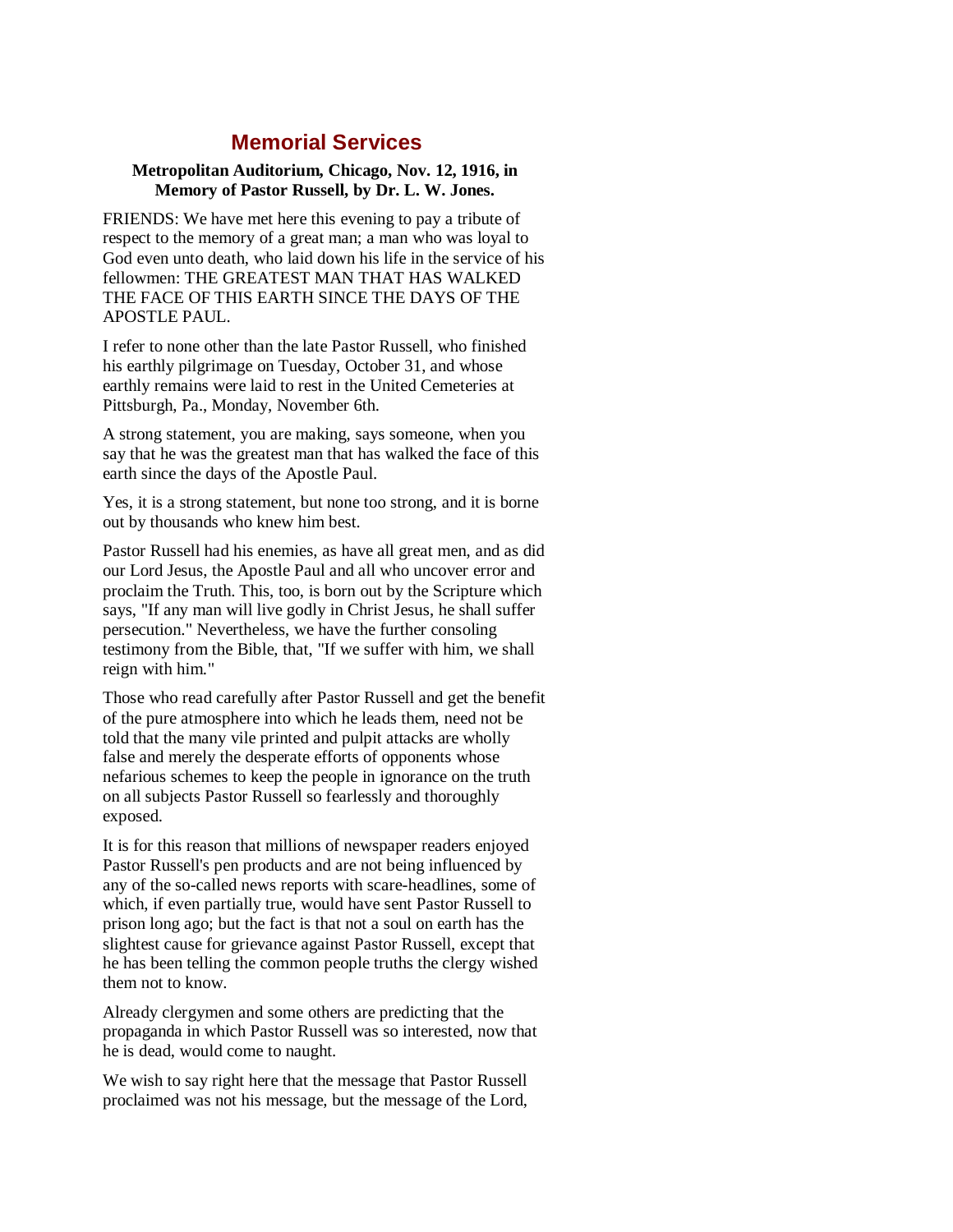## Memorial Services

**Metropolitan Auditorium, Chicago, Nov. 12, 1916, in Memory of Pastor Russell, by Dr. L. W. Jones.**

FRIENDS: We have met here this evening to pay a tribute of respect to the memory of a great man; a man who was loyal to God even unto death, who laid down his life in the service of his fellowmen: THE GREATEST MAN THAT HAS WALKED THE FACE OF THIS EARTH SINCE THE DAYS OF THE APOSTLE PAUL.

I refer to none other than the late Pastor Russell, who finished his earthly pilgrimage on Tuesday, October 31, and whose earthly remains were laid to rest in the United Cemeteries at Pittsburgh, Pa., Monday, November 6th.

A strong statement, you are making, says someone, when you say that he was the greatest man that has walked the face of this earth since the days of the Apostle Paul.

Yes, it is a strong statement, but none too strong, and it is borne out by thousands who knew him best.

Pastor Russell had his enemies, as have all great men, and as did our Lord Jesus, the Apostle Paul and all who uncover error and proclaim the Truth. This, too, is born out by the Scripture which says, "If any man will live godly in Christ Jesus, he shall suffer persecution." Nevertheless, we have the further consoling testimony from the Bible, that, "If we suffer with him, we shall reign with him."

Those who read carefully after Pastor Russell and get the benefit of the pure atmosphere into which he leads them, need not be told that the many vile printed and pulpit attacks are wholly false and merely the desperate efforts of opponents whose nefarious schemes to keep the people in ignorance on the truth on all subjects Pastor Russell so fearlessly and thoroughly exposed.

It is for this reason that millions of newspaper readers enjoyed Pastor Russell's pen products and are not being influenced by any of the so-called news reports with scare-headlines, some of which, if even partially true, would have sent Pastor Russell to prison long ago; but the fact is that not a soul on earth has the slightest cause for grievance against Pastor Russell, except that he has been telling the common people truths the clergy wished them not to know.

Already clergymen and some others are predicting that the propaganda in which Pastor Russell was so interested, now that he is dead, would come to naught.

We wish to say right here that the message that Pastor Russell proclaimed was not his message, but the message of the Lord,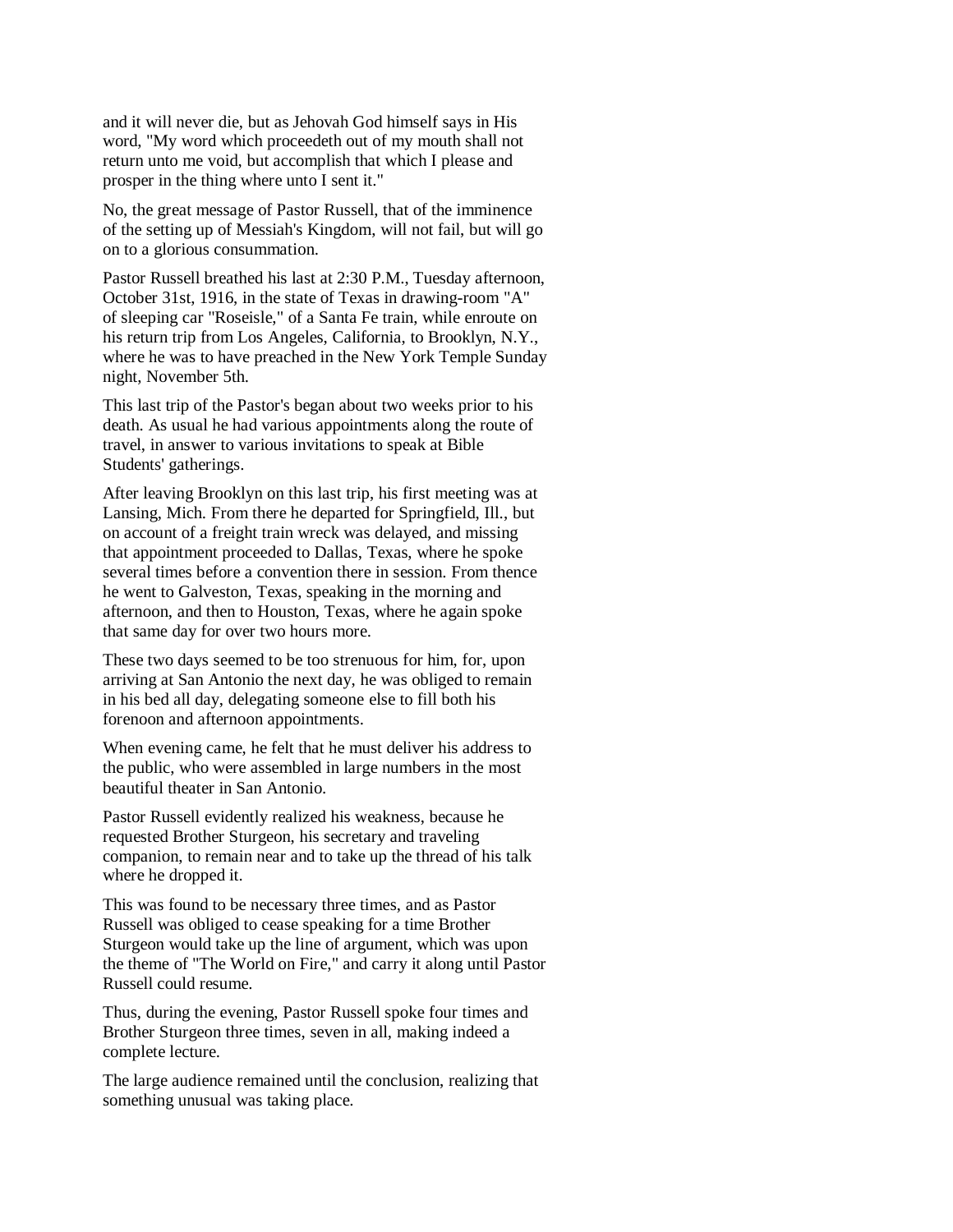and it will never die, but as Jehovah God himself says in His word, "My word which proceedeth out of my mouth shall not return unto me void, but accomplish that which I please and prosper in the thing where unto I sent it."

No, the great message of Pastor Russell, that of the imminence of the setting up of Messiah's Kingdom, will not fail, but will go on to a glorious consummation.

Pastor Russell breathed his last at 2:30 P.M., Tuesday afternoon, October 31st, 1916, in the state of Texas in drawing-room "A" of sleeping car "Roseisle," of a Santa Fe train, while enroute on his return trip from Los Angeles, California, to Brooklyn, N.Y., where he was to have preached in the New York Temple Sunday night, November 5th.

This last trip of the Pastor's began about two weeks prior to his death. As usual he had various appointments along the route of travel, in answer to various invitations to speak at Bible Students' gatherings.

After leaving Brooklyn on this last trip, his first meeting was at Lansing, Mich. From there he departed for Springfield, Ill., but on account of a freight train wreck was delayed, and missing that appointment proceeded to Dallas, Texas, where he spoke several times before a convention there in session. From thence he went to Galveston, Texas, speaking in the morning and afternoon, and then to Houston, Texas, where he again spoke that same day for over two hours more.

These two days seemed to be too strenuous for him, for, upon arriving at San Antonio the next day, he was obliged to remain in his bed all day, delegating someone else to fill both his forenoon and afternoon appointments.

When evening came, he felt that he must deliver his address to the public, who were assembled in large numbers in the most beautiful theater in San Antonio.

Pastor Russell evidently realized his weakness, because he requested Brother Sturgeon, his secretary and traveling companion, to remain near and to take up the thread of his talk where he dropped it.

This was found to be necessary three times, and as Pastor Russell was obliged to cease speaking for a time Brother Sturgeon would take up the line of argument, which was upon the theme of "The World on Fire," and carry it along until Pastor Russell could resume.

Thus, during the evening, Pastor Russell spoke four times and Brother Sturgeon three times, seven in all, making indeed a complete lecture.

The large audience remained until the conclusion, realizing that something unusual was taking place.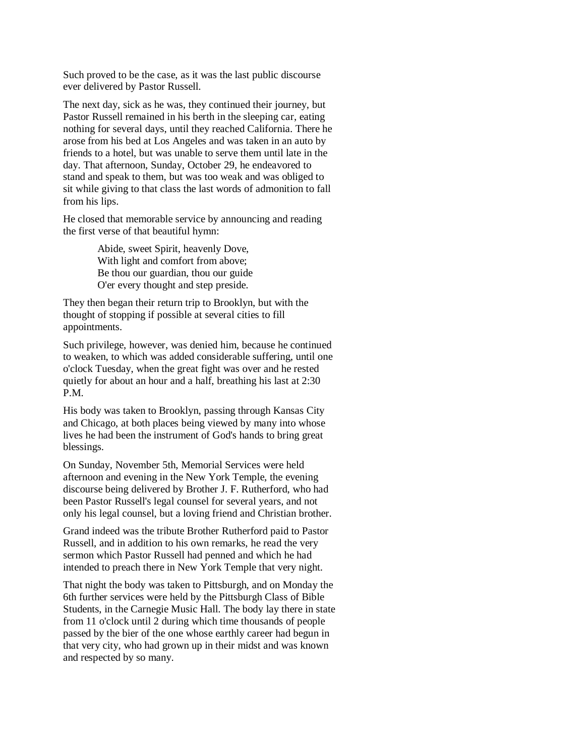Such proved to be the case, as it was the last public discourse ever delivered by Pastor Russell.

The next day, sick as he was, they continued their journey, but Pastor Russell remained in his berth in the sleeping car, eating nothing for several days, until they reached California. There he arose from his bed at Los Angeles and was taken in an auto by friends to a hotel, but was unable to serve them until late in the day. That afternoon, Sunday, October 29, he endeavored to stand and speak to them, but was too weak and was obliged to sit while giving to that class the last words of admonition to fall from his lips.

He closed that memorable service by announcing and reading the first verse of that beautiful hymn:

> Abide, sweet Spirit, heavenly Dove,
> With light and comfort from above;
> Be thou our guardian, thou our guide
> O'er every thought and step preside.

They then began their return trip to Brooklyn, but with the thought of stopping if possible at several cities to fill appointments.

Such privilege, however, was denied him, because he continued to weaken, to which was added considerable suffering, until one o'clock Tuesday, when the great fight was over and he rested quietly for about an hour and a half, breathing his last at 2:30 P.M.

His body was taken to Brooklyn, passing through Kansas City and Chicago, at both places being viewed by many into whose lives he had been the instrument of God's hands to bring great blessings.

On Sunday, November 5th, Memorial Services were held afternoon and evening in the New York Temple, the evening discourse being delivered by Brother J. F. Rutherford, who had been Pastor Russell's legal counsel for several years, and not only his legal counsel, but a loving friend and Christian brother.

Grand indeed was the tribute Brother Rutherford paid to Pastor Russell, and in addition to his own remarks, he read the very sermon which Pastor Russell had penned and which he had intended to preach there in New York Temple that very night.

That night the body was taken to Pittsburgh, and on Monday the 6th further services were held by the Pittsburgh Class of Bible Students, in the Carnegie Music Hall. The body lay there in state from 11 o'clock until 2 during which time thousands of people passed by the bier of the one whose earthly career had begun in that very city, who had grown up in their midst and was known and respected by so many.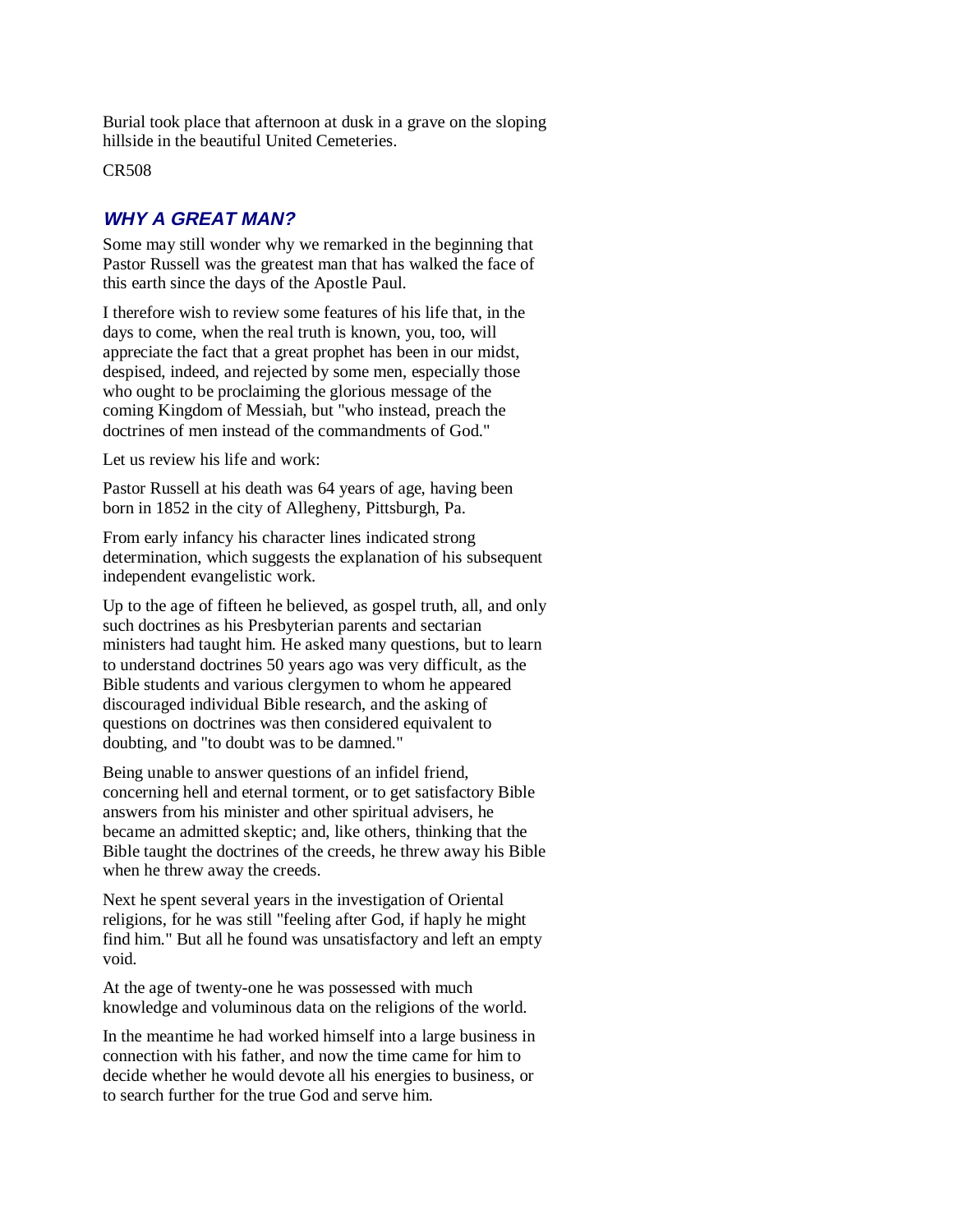Burial took place that afternoon at dusk in a grave on the sloping hillside in the beautiful United Cemeteries.

CR508

## *WHY A GREAT MAN?*

Some may still wonder why we remarked in the beginning that Pastor Russell was the greatest man that has walked the face of this earth since the days of the Apostle Paul.

I therefore wish to review some features of his life that, in the days to come, when the real truth is known, you, too, will appreciate the fact that a great prophet has been in our midst, despised, indeed, and rejected by some men, especially those who ought to be proclaiming the glorious message of the coming Kingdom of Messiah, but "who instead, preach the doctrines of men instead of the commandments of God."

Let us review his life and work:

Pastor Russell at his death was 64 years of age, having been born in 1852 in the city of Allegheny, Pittsburgh, Pa.

From early infancy his character lines indicated strong determination, which suggests the explanation of his subsequent independent evangelistic work.

Up to the age of fifteen he believed, as gospel truth, all, and only such doctrines as his Presbyterian parents and sectarian ministers had taught him. He asked many questions, but to learn to understand doctrines 50 years ago was very difficult, as the Bible students and various clergymen to whom he appeared discouraged individual Bible research, and the asking of questions on doctrines was then considered equivalent to doubting, and "to doubt was to be damned."

Being unable to answer questions of an infidel friend, concerning hell and eternal torment, or to get satisfactory Bible answers from his minister and other spiritual advisers, he became an admitted skeptic; and, like others, thinking that the Bible taught the doctrines of the creeds, he threw away his Bible when he threw away the creeds.

Next he spent several years in the investigation of Oriental religions, for he was still "feeling after God, if haply he might find him." But all he found was unsatisfactory and left an empty void.

At the age of twenty-one he was possessed with much knowledge and voluminous data on the religions of the world.

In the meantime he had worked himself into a large business in connection with his father, and now the time came for him to decide whether he would devote all his energies to business, or to search further for the true God and serve him.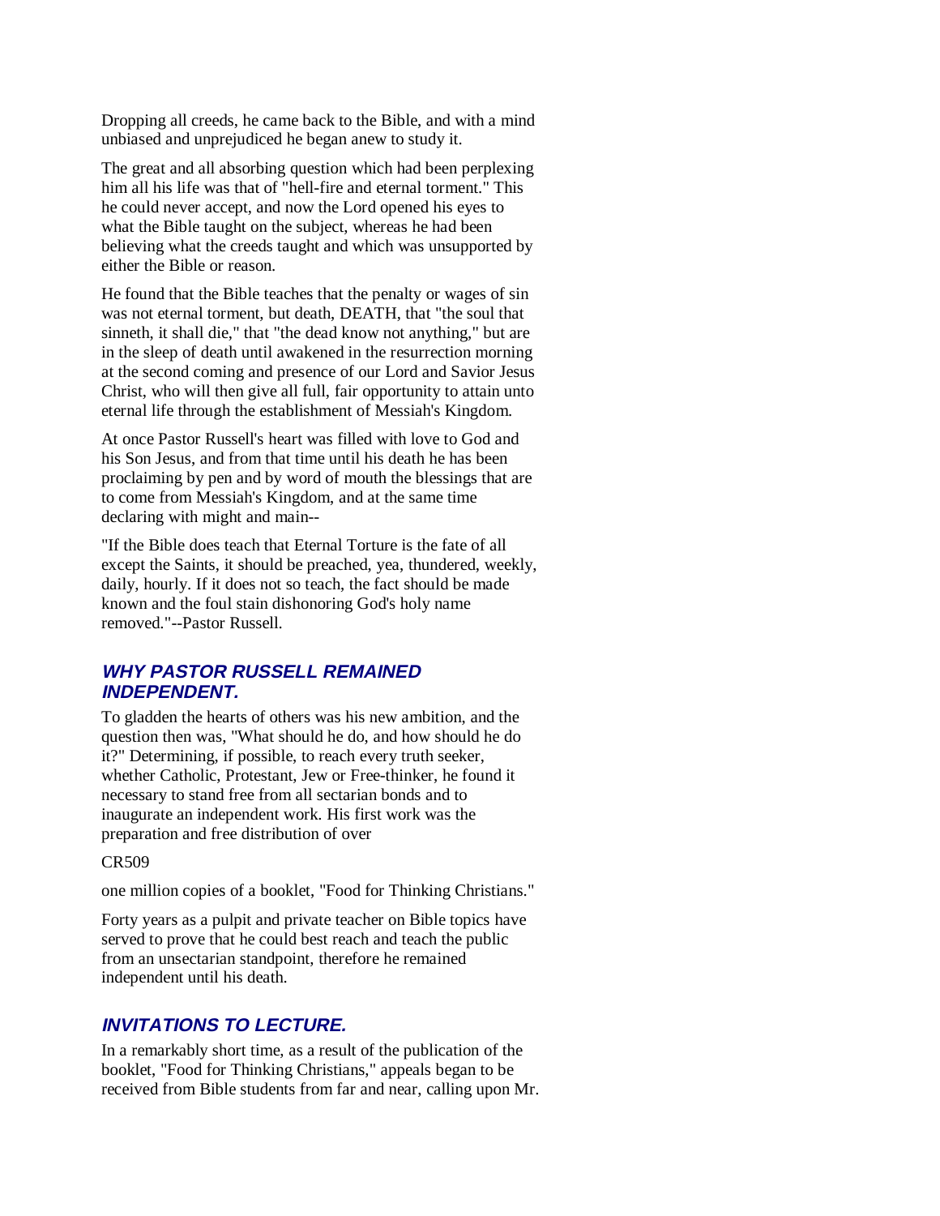Dropping all creeds, he came back to the Bible, and with a mind unbiased and unprejudiced he began anew to study it.

The great and all absorbing question which had been perplexing him all his life was that of "hell-fire and eternal torment." This he could never accept, and now the Lord opened his eyes to what the Bible taught on the subject, whereas he had been believing what the creeds taught and which was unsupported by either the Bible or reason.

He found that the Bible teaches that the penalty or wages of sin was not eternal torment, but death, DEATH, that "the soul that sinneth, it shall die," that "the dead know not anything," but are in the sleep of death until awakened in the resurrection morning at the second coming and presence of our Lord and Savior Jesus Christ, who will then give all full, fair opportunity to attain unto eternal life through the establishment of Messiah's Kingdom.

At once Pastor Russell's heart was filled with love to God and his Son Jesus, and from that time until his death he has been proclaiming by pen and by word of mouth the blessings that are to come from Messiah's Kingdom, and at the same time declaring with might and main--

"If the Bible does teach that Eternal Torture is the fate of all except the Saints, it should be preached, yea, thundered, weekly, daily, hourly. If it does not so teach, the fact should be made known and the foul stain dishonoring God's holy name removed."--Pastor Russell.

### *WHY PASTOR RUSSELL REMAINED INDEPENDENT.*

To gladden the hearts of others was his new ambition, and the question then was, "What should he do, and how should he do it?" Determining, if possible, to reach every truth seeker, whether Catholic, Protestant, Jew or Free-thinker, he found it necessary to stand free from all sectarian bonds and to inaugurate an independent work. His first work was the preparation and free distribution of over

CR509

one million copies of a booklet, "Food for Thinking Christians."

Forty years as a pulpit and private teacher on Bible topics have served to prove that he could best reach and teach the public from an unsectarian standpoint, therefore he remained independent until his death.

### *INVITATIONS TO LECTURE.*

In a remarkably short time, as a result of the publication of the booklet, "Food for Thinking Christians," appeals began to be received from Bible students from far and near, calling upon Mr.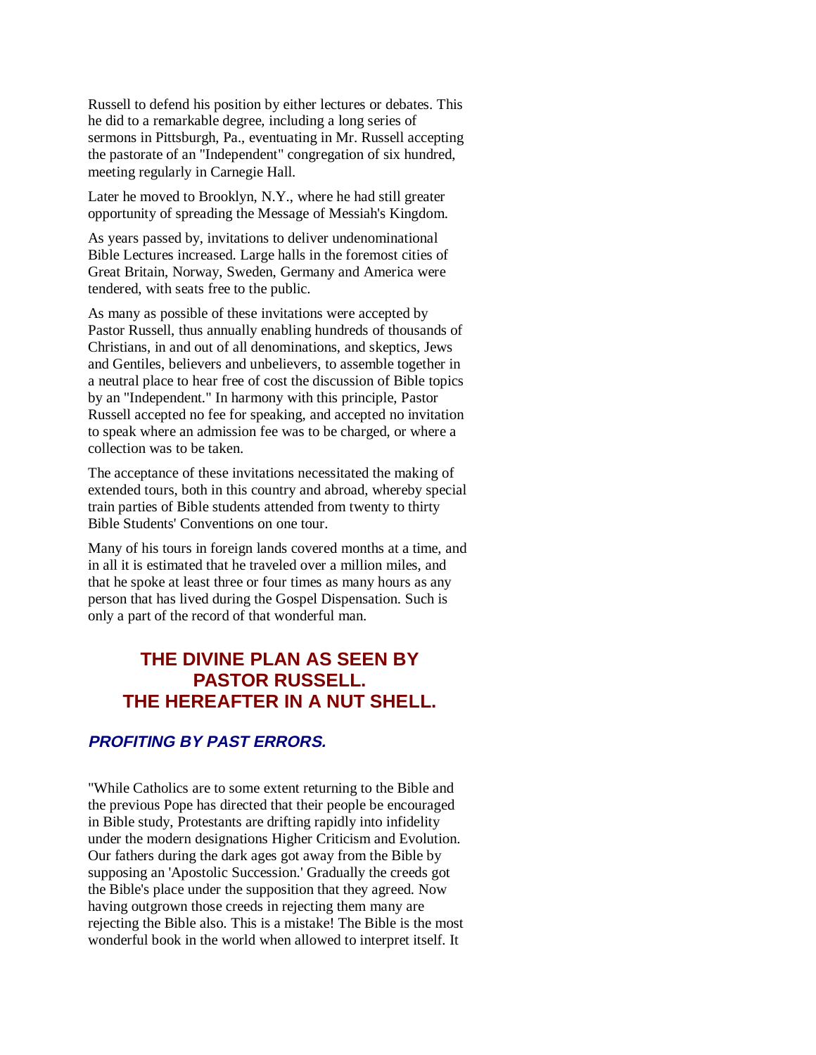Russell to defend his position by either lectures or debates. This he did to a remarkable degree, including a long series of sermons in Pittsburgh, Pa., eventuating in Mr. Russell accepting the pastorate of an "Independent" congregation of six hundred, meeting regularly in Carnegie Hall.

Later he moved to Brooklyn, N.Y., where he had still greater opportunity of spreading the Message of Messiah's Kingdom.

As years passed by, invitations to deliver undenominational Bible Lectures increased. Large halls in the foremost cities of Great Britain, Norway, Sweden, Germany and America were tendered, with seats free to the public.

As many as possible of these invitations were accepted by Pastor Russell, thus annually enabling hundreds of thousands of Christians, in and out of all denominations, and skeptics, Jews and Gentiles, believers and unbelievers, to assemble together in a neutral place to hear free of cost the discussion of Bible topics by an "Independent." In harmony with this principle, Pastor Russell accepted no fee for speaking, and accepted no invitation to speak where an admission fee was to be charged, or where a collection was to be taken.

The acceptance of these invitations necessitated the making of extended tours, both in this country and abroad, whereby special train parties of Bible students attended from twenty to thirty Bible Students' Conventions on one tour.

Many of his tours in foreign lands covered months at a time, and in all it is estimated that he traveled over a million miles, and that he spoke at least three or four times as many hours as any person that has lived during the Gospel Dispensation. Such is only a part of the record of that wonderful man.

## THE DIVINE PLAN AS SEEN BY PASTOR RUSSELL. THE HEREAFTER IN A NUT SHELL.

### *PROFITING BY PAST ERRORS.*

"While Catholics are to some extent returning to the Bible and the previous Pope has directed that their people be encouraged in Bible study, Protestants are drifting rapidly into infidelity under the modern designations Higher Criticism and Evolution. Our fathers during the dark ages got away from the Bible by supposing an 'Apostolic Succession.' Gradually the creeds got the Bible's place under the supposition that they agreed. Now having outgrown those creeds in rejecting them many are rejecting the Bible also. This is a mistake! The Bible is the most wonderful book in the world when allowed to interpret itself. It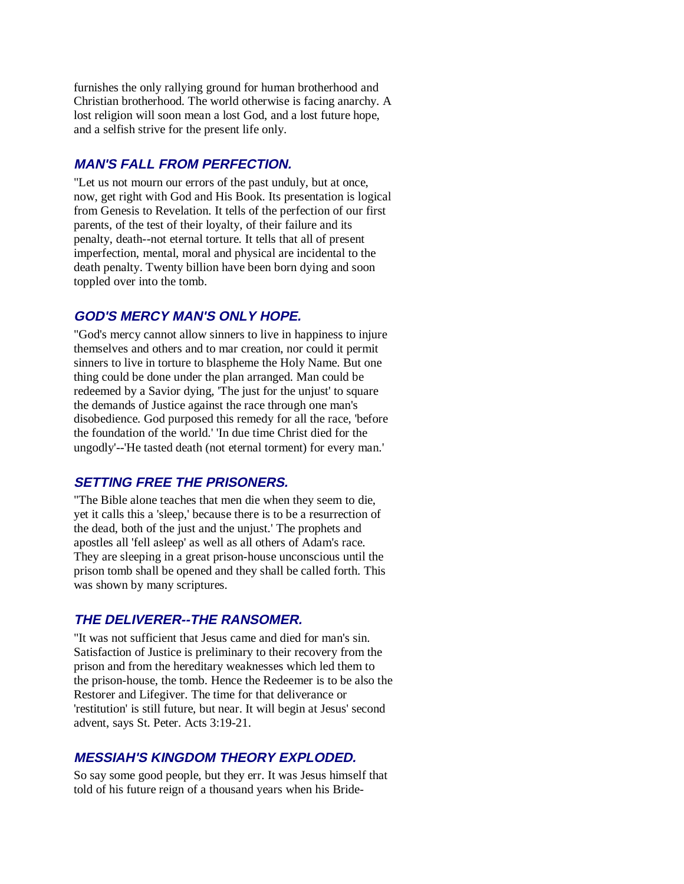furnishes the only rallying ground for human brotherhood and Christian brotherhood. The world otherwise is facing anarchy. A lost religion will soon mean a lost God, and a lost future hope, and a selfish strive for the present life only.

### *MAN'S FALL FROM PERFECTION.*

"Let us not mourn our errors of the past unduly, but at once, now, get right with God and His Book. Its presentation is logical from Genesis to Revelation. It tells of the perfection of our first parents, of the test of their loyalty, of their failure and its penalty, death--not eternal torture. It tells that all of present imperfection, mental, moral and physical are incidental to the death penalty. Twenty billion have been born dying and soon toppled over into the tomb.

### *GOD'S MERCY MAN'S ONLY HOPE.*

"God's mercy cannot allow sinners to live in happiness to injure themselves and others and to mar creation, nor could it permit sinners to live in torture to blaspheme the Holy Name. But one thing could be done under the plan arranged. Man could be redeemed by a Savior dying, 'The just for the unjust' to square the demands of Justice against the race through one man's disobedience. God purposed this remedy for all the race, 'before the foundation of the world.' 'In due time Christ died for the ungodly'--'He tasted death (not eternal torment) for every man.'

### *SETTING FREE THE PRISONERS.*

"The Bible alone teaches that men die when they seem to die, yet it calls this a 'sleep,' because there is to be a resurrection of the dead, both of the just and the unjust.' The prophets and apostles all 'fell asleep' as well as all others of Adam's race. They are sleeping in a great prison-house unconscious until the prison tomb shall be opened and they shall be called forth. This was shown by many scriptures.

### *THE DELIVERER--THE RANSOMER.*

"It was not sufficient that Jesus came and died for man's sin. Satisfaction of Justice is preliminary to their recovery from the prison and from the hereditary weaknesses which led them to the prison-house, the tomb. Hence the Redeemer is to be also the Restorer and Lifegiver. The time for that deliverance or 'restitution' is still future, but near. It will begin at Jesus' second advent, says St. Peter. Acts 3:19-21.

### *MESSIAH'S KINGDOM THEORY EXPLODED.*

So say some good people, but they err. It was Jesus himself that told of his future reign of a thousand years when his Bride-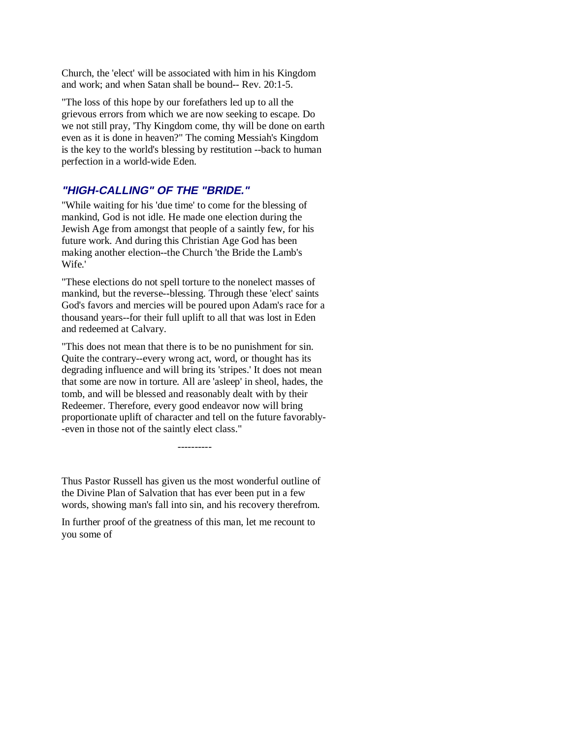Church, the 'elect' will be associated with him in his Kingdom and work; and when Satan shall be bound-- Rev. 20:1-5.

"The loss of this hope by our forefathers led up to all the grievous errors from which we are now seeking to escape. Do we not still pray, 'Thy Kingdom come, thy will be done on earth even as it is done in heaven?" The coming Messiah's Kingdom is the key to the world's blessing by restitution --back to human perfection in a world-wide Eden.

### *"HIGH-CALLING" OF THE "BRIDE."*

"While waiting for his 'due time' to come for the blessing of mankind, God is not idle. He made one election during the Jewish Age from amongst that people of a saintly few, for his future work. And during this Christian Age God has been making another election--the Church 'the Bride the Lamb's Wife.'

"These elections do not spell torture to the nonelect masses of mankind, but the reverse--blessing. Through these 'elect' saints God's favors and mercies will be poured upon Adam's race for a thousand years--for their full uplift to all that was lost in Eden and redeemed at Calvary.

"This does not mean that there is to be no punishment for sin. Quite the contrary--every wrong act, word, or thought has its degrading influence and will bring its 'stripes.' It does not mean that some are now in torture. All are 'asleep' in sheol, hades, the tomb, and will be blessed and reasonably dealt with by their Redeemer. Therefore, every good endeavor now will bring proportionate uplift of character and tell on the future favorably--even in those not of the saintly elect class."

----------

Thus Pastor Russell has given us the most wonderful outline of the Divine Plan of Salvation that has ever been put in a few words, showing man's fall into sin, and his recovery therefrom.

In further proof of the greatness of this man, let me recount to you some of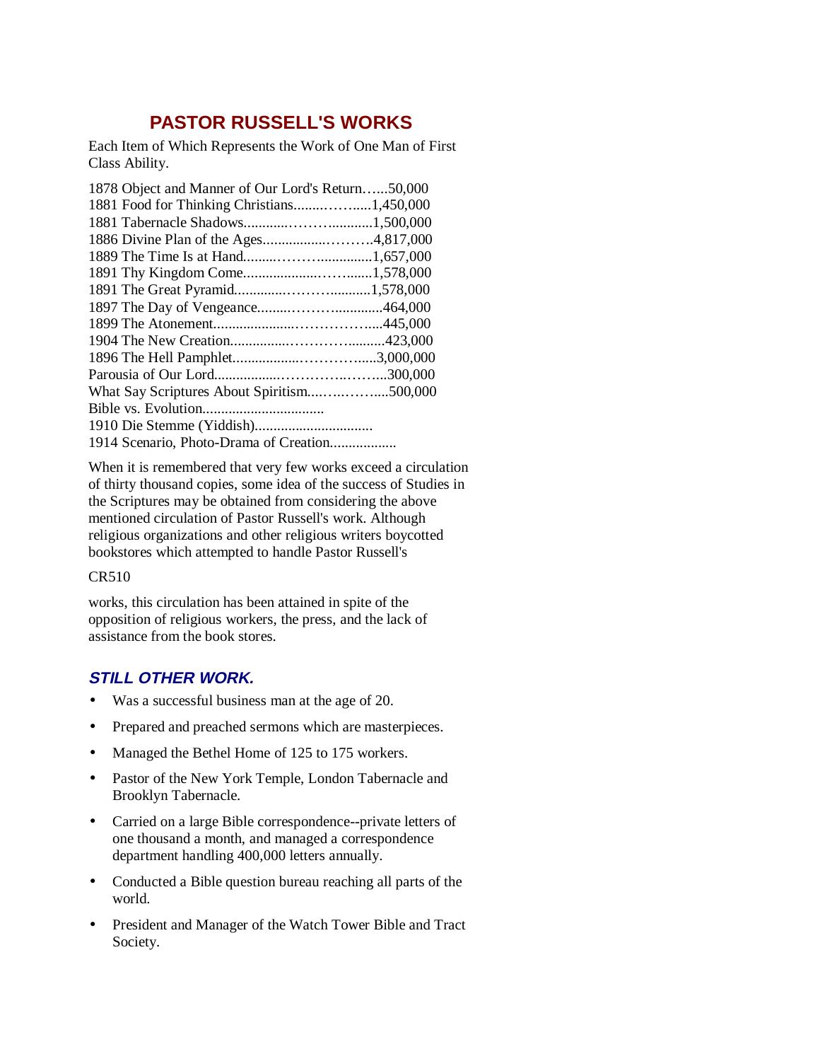## PASTOR RUSSELL'S WORKS

Each Item of Which Represents the Work of One Man of First Class Ability.

1878 Object and Manner of Our Lord's Return…....50,000
1881 Food for Thinking Christians........……......1,450,000
1881 Tabernacle Shadows............……............1,500,000
1886 Divine Plan of the Ages.................……...4,817,000
1889 The Time Is at Hand.........………..............1,657,000
1891 Thy Kingdom Come...................……........1,578,000
1891 The Great Pyramid.............……….........1,578,000
1897 The Day of Vengeance.........……….............464,000
1899 The Atonement.....................……………....445,000
1904 The New Creation................………….........423,000
1896 The Hell Pamphlet..................……….....3,000,000
Parousia of Our Lord.................………..……...300,000
What Say Scriptures About Spiritism....…..……....500,000
Bible vs. Evolution.................................
1910 Die Stemme (Yiddish)................................
1914 Scenario, Photo-Drama of Creation..................

When it is remembered that very few works exceed a circulation of thirty thousand copies, some idea of the success of Studies in the Scriptures may be obtained from considering the above mentioned circulation of Pastor Russell's work. Although religious organizations and other religious writers boycotted bookstores which attempted to handle Pastor Russell's

CR510

works, this circulation has been attained in spite of the opposition of religious workers, the press, and the lack of assistance from the book stores.

### *STILL OTHER WORK.*

- Was a successful business man at the age of 20.
- Prepared and preached sermons which are masterpieces.
- Managed the Bethel Home of 125 to 175 workers.
- Pastor of the New York Temple, London Tabernacle and Brooklyn Tabernacle.
- Carried on a large Bible correspondence--private letters of one thousand a month, and managed a correspondence department handling 400,000 letters annually.
- Conducted a Bible question bureau reaching all parts of the world.
- President and Manager of the Watch Tower Bible and Tract Society.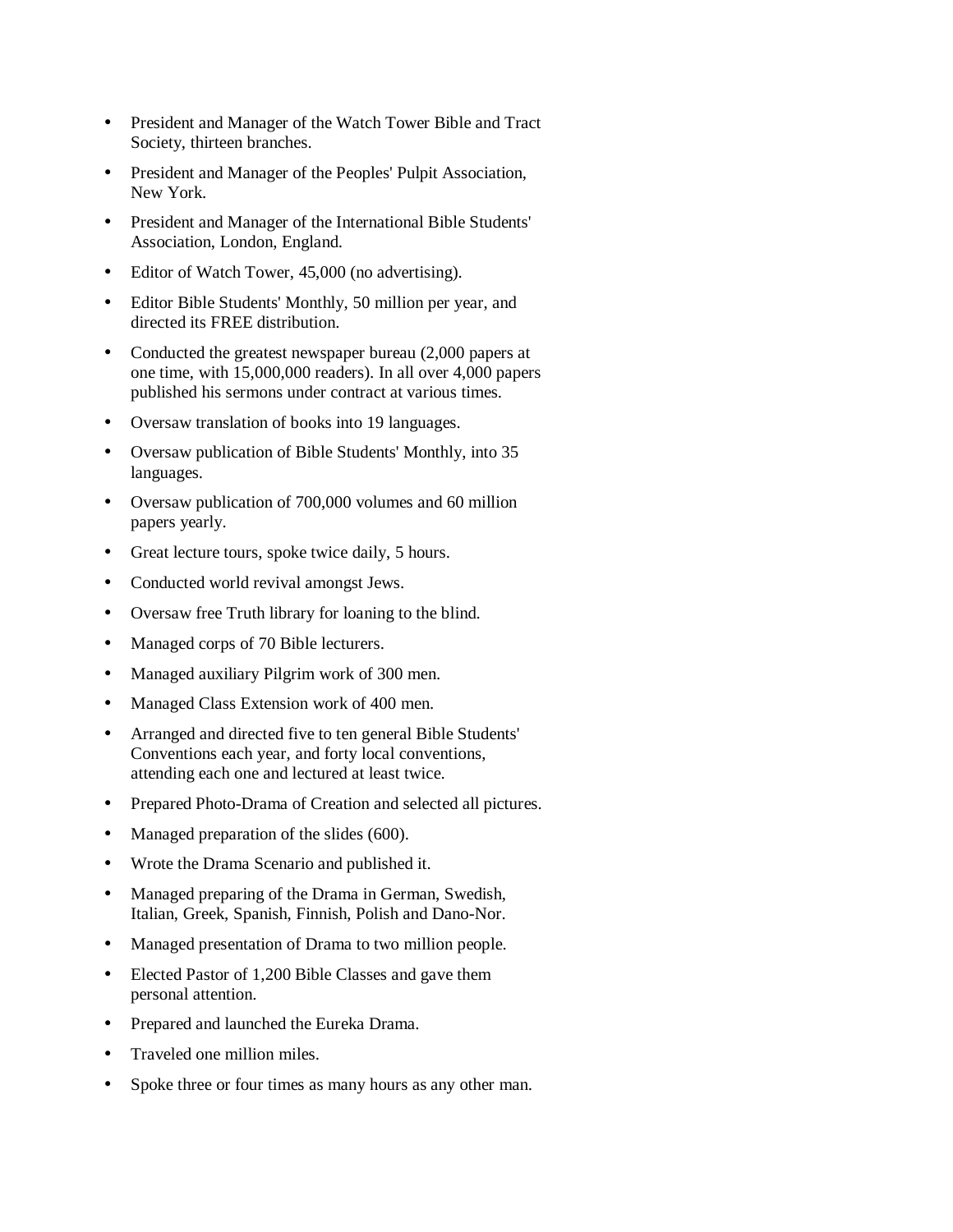- President and Manager of the Watch Tower Bible and Tract Society, thirteen branches.
- President and Manager of the Peoples' Pulpit Association, New York.
- President and Manager of the International Bible Students' Association, London, England.
- Editor of Watch Tower, 45,000 (no advertising).
- Editor Bible Students' Monthly, 50 million per year, and directed its FREE distribution.
- Conducted the greatest newspaper bureau (2,000 papers at one time, with 15,000,000 readers). In all over 4,000 papers published his sermons under contract at various times.
- Oversaw translation of books into 19 languages.
- Oversaw publication of Bible Students' Monthly, into 35 languages.
- Oversaw publication of 700,000 volumes and 60 million papers yearly.
- Great lecture tours, spoke twice daily, 5 hours.
- Conducted world revival amongst Jews.
- Oversaw free Truth library for loaning to the blind.
- Managed corps of 70 Bible lecturers.
- Managed auxiliary Pilgrim work of 300 men.
- Managed Class Extension work of 400 men.
- Arranged and directed five to ten general Bible Students' Conventions each year, and forty local conventions, attending each one and lectured at least twice.
- Prepared Photo-Drama of Creation and selected all pictures.
- Managed preparation of the slides (600).
- Wrote the Drama Scenario and published it.
- Managed preparing of the Drama in German, Swedish, Italian, Greek, Spanish, Finnish, Polish and Dano-Nor.
- Managed presentation of Drama to two million people.
- Elected Pastor of 1,200 Bible Classes and gave them personal attention.
- Prepared and launched the Eureka Drama.
- Traveled one million miles.
- Spoke three or four times as many hours as any other man.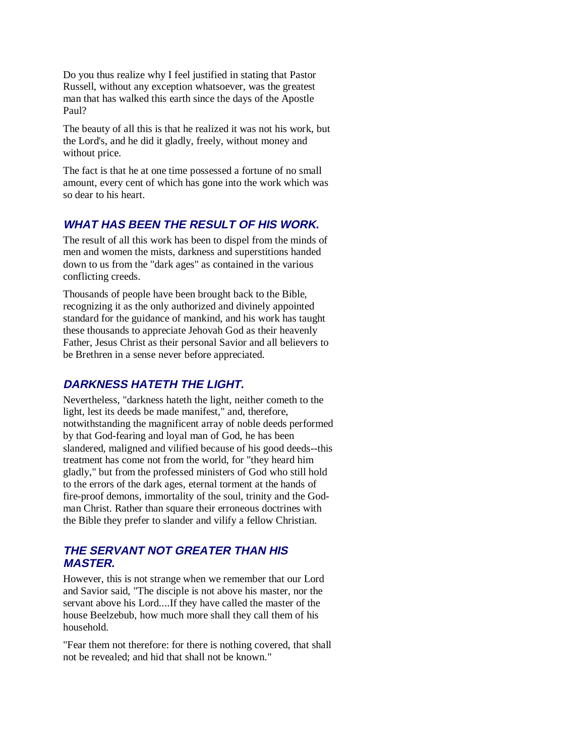Do you thus realize why I feel justified in stating that Pastor Russell, without any exception whatsoever, was the greatest man that has walked this earth since the days of the Apostle Paul?

The beauty of all this is that he realized it was not his work, but the Lord's, and he did it gladly, freely, without money and without price.

The fact is that he at one time possessed a fortune of no small amount, every cent of which has gone into the work which was so dear to his heart.

### *WHAT HAS BEEN THE RESULT OF HIS WORK.*

The result of all this work has been to dispel from the minds of men and women the mists, darkness and superstitions handed down to us from the "dark ages" as contained in the various conflicting creeds.

Thousands of people have been brought back to the Bible, recognizing it as the only authorized and divinely appointed standard for the guidance of mankind, and his work has taught these thousands to appreciate Jehovah God as their heavenly Father, Jesus Christ as their personal Savior and all believers to be Brethren in a sense never before appreciated.

### *DARKNESS HATETH THE LIGHT.*

Nevertheless, "darkness hateth the light, neither cometh to the light, lest its deeds be made manifest," and, therefore, notwithstanding the magnificent array of noble deeds performed by that God-fearing and loyal man of God, he has been slandered, maligned and vilified because of his good deeds--this treatment has come not from the world, for "they heard him gladly," but from the professed ministers of God who still hold to the errors of the dark ages, eternal torment at the hands of fire-proof demons, immortality of the soul, trinity and the God-man Christ. Rather than square their erroneous doctrines with the Bible they prefer to slander and vilify a fellow Christian.

### *THE SERVANT NOT GREATER THAN HIS MASTER.*

However, this is not strange when we remember that our Lord and Savior said, "The disciple is not above his master, nor the servant above his Lord....If they have called the master of the house Beelzebub, how much more shall they call them of his household.

"Fear them not therefore: for there is nothing covered, that shall not be revealed; and hid that shall not be known."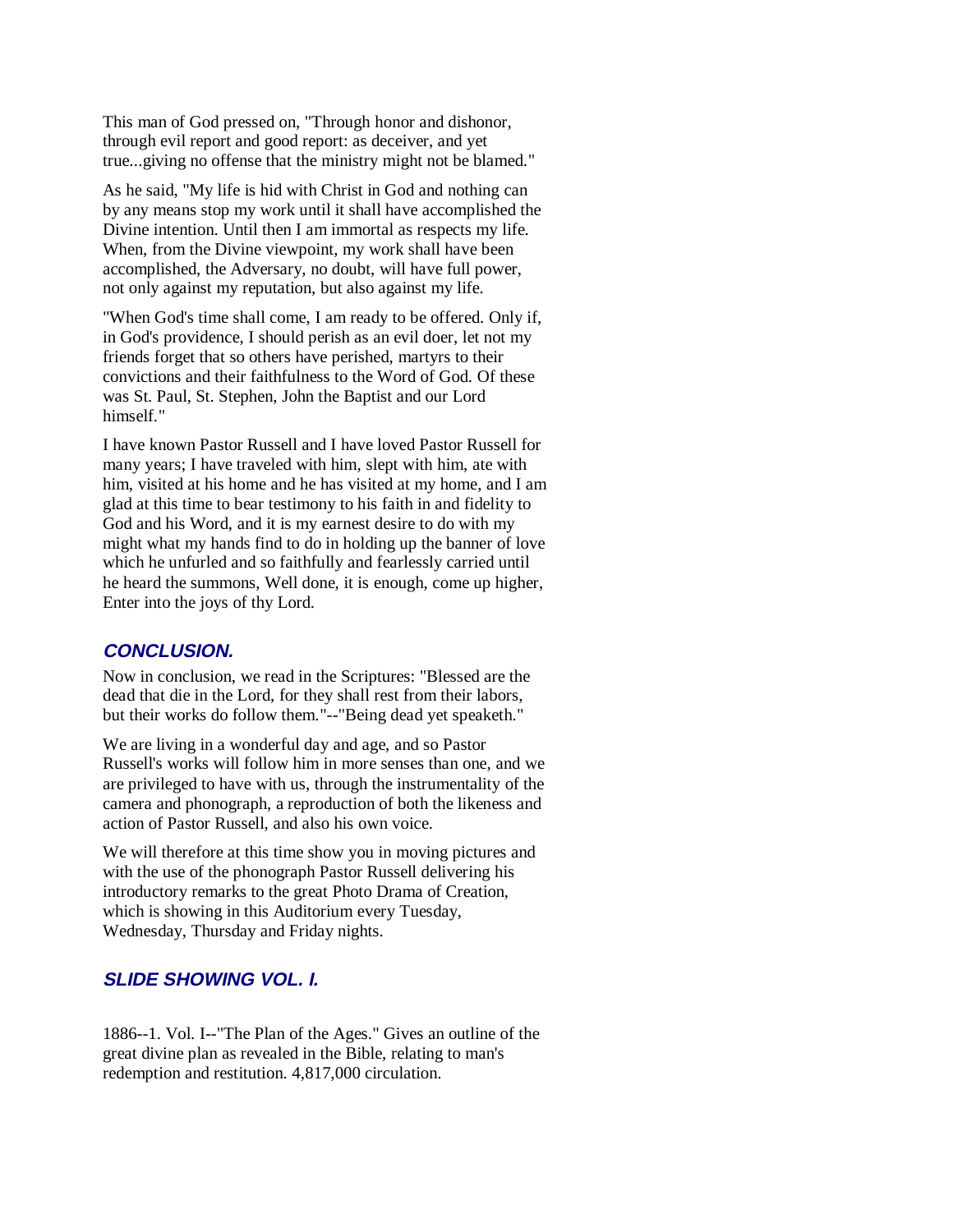This man of God pressed on, "Through honor and dishonor, through evil report and good report: as deceiver, and yet true...giving no offense that the ministry might not be blamed."

As he said, "My life is hid with Christ in God and nothing can by any means stop my work until it shall have accomplished the Divine intention. Until then I am immortal as respects my life. When, from the Divine viewpoint, my work shall have been accomplished, the Adversary, no doubt, will have full power, not only against my reputation, but also against my life.

"When God's time shall come, I am ready to be offered. Only if, in God's providence, I should perish as an evil doer, let not my friends forget that so others have perished, martyrs to their convictions and their faithfulness to the Word of God. Of these was St. Paul, St. Stephen, John the Baptist and our Lord himself."

I have known Pastor Russell and I have loved Pastor Russell for many years; I have traveled with him, slept with him, ate with him, visited at his home and he has visited at my home, and I am glad at this time to bear testimony to his faith in and fidelity to God and his Word, and it is my earnest desire to do with my might what my hands find to do in holding up the banner of love which he unfurled and so faithfully and fearlessly carried until he heard the summons, Well done, it is enough, come up higher, Enter into the joys of thy Lord.

## CONCLUSION.

Now in conclusion, we read in the Scriptures: "Blessed are the dead that die in the Lord, for they shall rest from their labors, but their works do follow them."--"Being dead yet speaketh."

We are living in a wonderful day and age, and so Pastor Russell's works will follow him in more senses than one, and we are privileged to have with us, through the instrumentality of the camera and phonograph, a reproduction of both the likeness and action of Pastor Russell, and also his own voice.

We will therefore at this time show you in moving pictures and with the use of the phonograph Pastor Russell delivering his introductory remarks to the great Photo Drama of Creation, which is showing in this Auditorium every Tuesday, Wednesday, Thursday and Friday nights.

## SLIDE SHOWING VOL. I.

1886--1. Vol. I--"The Plan of the Ages." Gives an outline of the great divine plan as revealed in the Bible, relating to man's redemption and restitution. 4,817,000 circulation.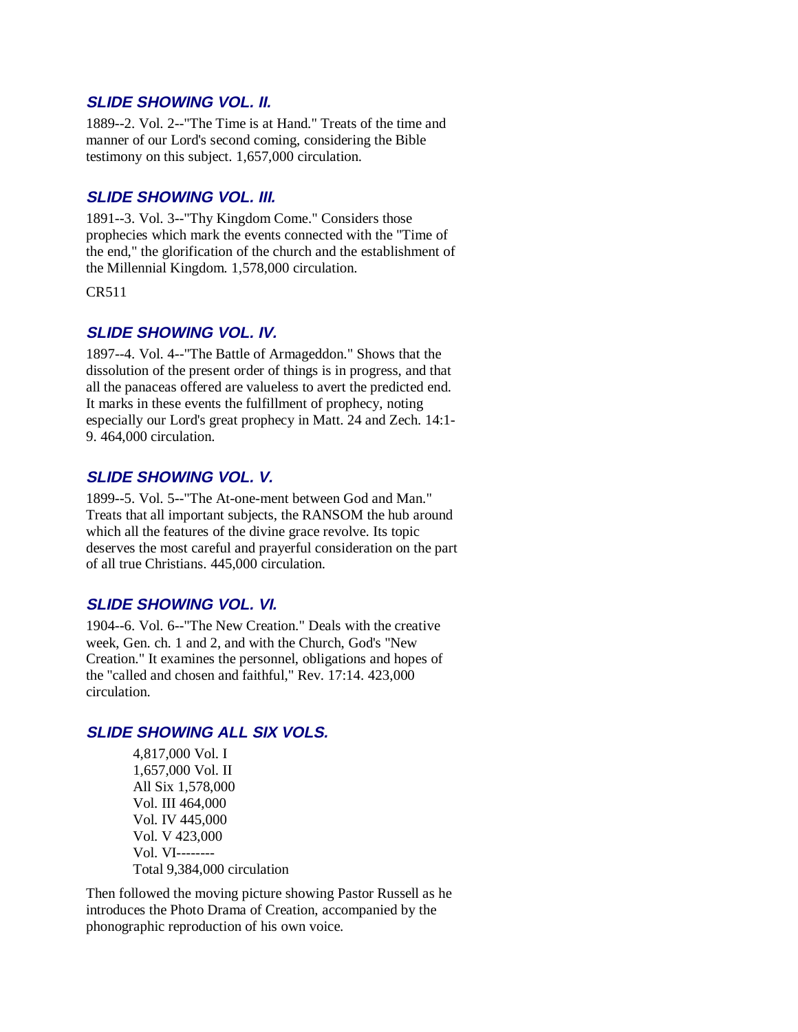### *SLIDE SHOWING VOL. II.*

1889--2. Vol. 2--"The Time is at Hand." Treats of the time and manner of our Lord's second coming, considering the Bible testimony on this subject. 1,657,000 circulation.

### *SLIDE SHOWING VOL. III.*

1891--3. Vol. 3--"Thy Kingdom Come." Considers those prophecies which mark the events connected with the "Time of the end," the glorification of the church and the establishment of the Millennial Kingdom. 1,578,000 circulation.

CR511

### *SLIDE SHOWING VOL. IV.*

1897--4. Vol. 4--"The Battle of Armageddon." Shows that the dissolution of the present order of things is in progress, and that all the panaceas offered are valueless to avert the predicted end. It marks in these events the fulfillment of prophecy, noting especially our Lord's great prophecy in Matt. 24 and Zech. 14:1-9. 464,000 circulation.

### *SLIDE SHOWING VOL. V.*

1899--5. Vol. 5--"The At-one-ment between God and Man." Treats that all important subjects, the RANSOM the hub around which all the features of the divine grace revolve. Its topic deserves the most careful and prayerful consideration on the part of all true Christians. 445,000 circulation.

### *SLIDE SHOWING VOL. VI.*

1904--6. Vol. 6--"The New Creation." Deals with the creative week, Gen. ch. 1 and 2, and with the Church, God's "New Creation." It examines the personnel, obligations and hopes of the "called and chosen and faithful," Rev. 17:14. 423,000 circulation.

### *SLIDE SHOWING ALL SIX VOLS.*

4,817,000 Vol. I
1,657,000 Vol. II
All Six 1,578,000
Vol. III 464,000
Vol. IV 445,000
Vol. V 423,000
Vol. VI--------
Total 9,384,000 circulation

Then followed the moving picture showing Pastor Russell as he introduces the Photo Drama of Creation, accompanied by the phonographic reproduction of his own voice.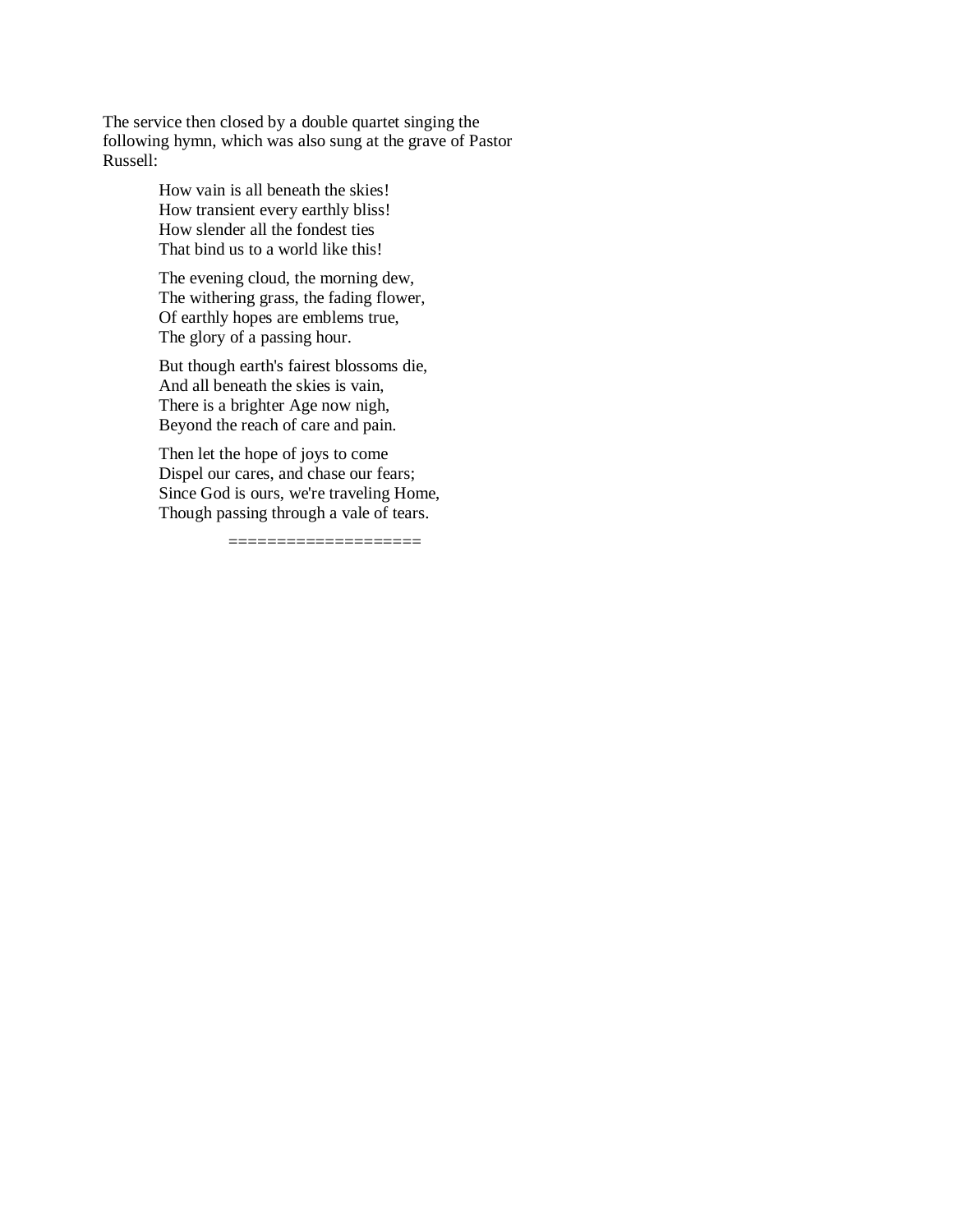The service then closed by a double quartet singing the following hymn, which was also sung at the grave of Pastor Russell:

> How vain is all beneath the skies!  
> How transient every earthly bliss!  
> How slender all the fondest ties  
> That bind us to a world like this!
>
> The evening cloud, the morning dew,  
> The withering grass, the fading flower,  
> Of earthly hopes are emblems true,  
> The glory of a passing hour.
>
> But though earth's fairest blossoms die,  
> And all beneath the skies is vain,  
> There is a brighter Age now nigh,  
> Beyond the reach of care and pain.
>
> Then let the hope of joys to come  
> Dispel our cares, and chase our fears;  
> Since God is ours, we're traveling Home,  
> Though passing through a vale of tears.

====================